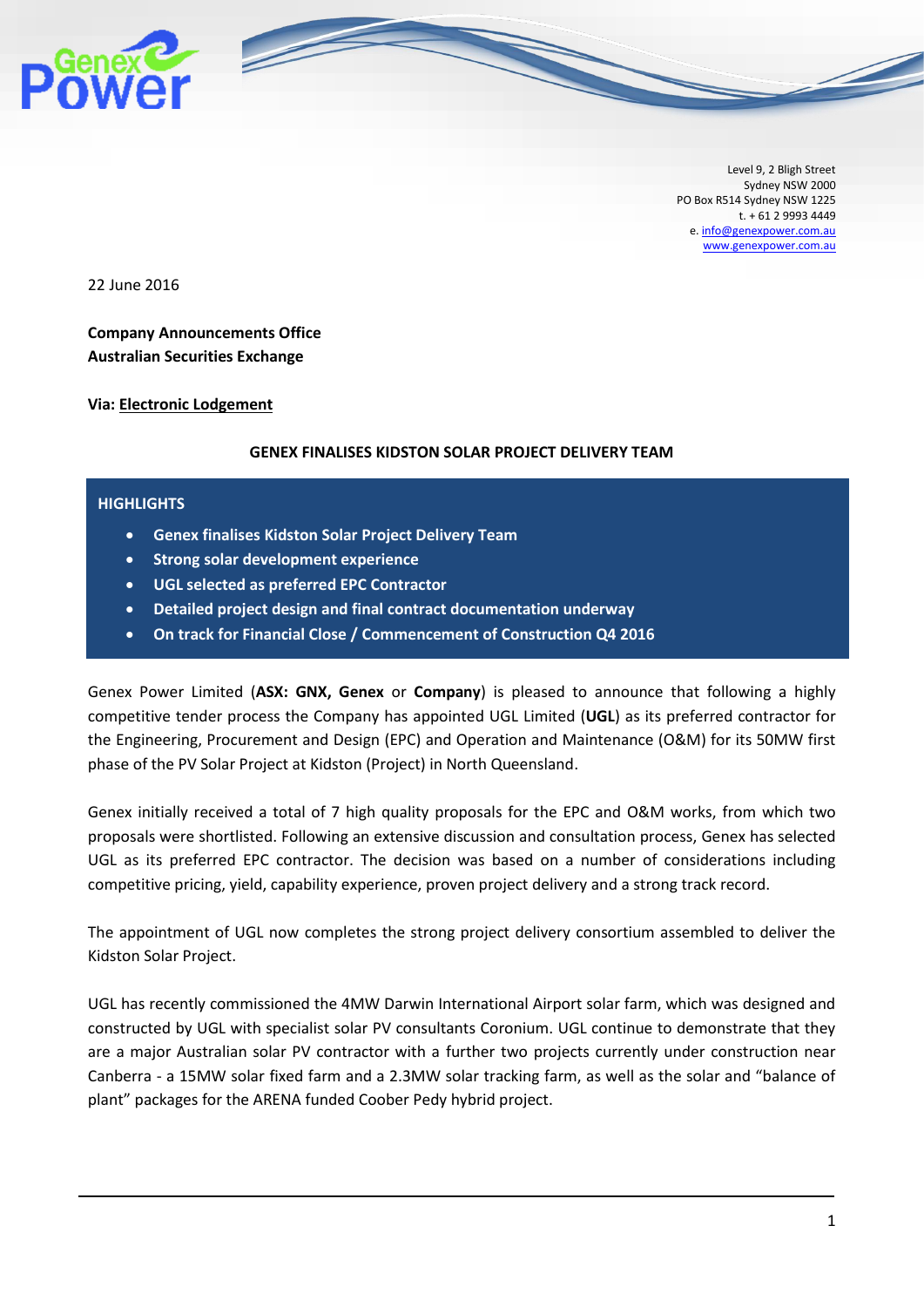Level 9, 2 Bligh Street
Sydney NSW 2000
PO Box R514 Sydney NSW 1225
t. + 61 2 9993 4449
e. info@genexpower.com.au
www.genexpower.com.au

22 June 2016

**Company Announcements Office**
**Australian Securities Exchange**

**Via: Electronic Lodgement**

# GENEX FINALISES KIDSTON SOLAR PROJECT DELIVERY TEAM

**HIGHLIGHTS**

- **Genex finalises Kidston Solar Project Delivery Team**
- **Strong solar development experience**
- **UGL selected as preferred EPC Contractor**
- **Detailed project design and final contract documentation underway**
- **On track for Financial Close / Commencement of Construction Q4 2016**

Genex Power Limited (**ASX: GNX, Genex** or **Company**) is pleased to announce that following a highly competitive tender process the Company has appointed UGL Limited (**UGL**) as its preferred contractor for the Engineering, Procurement and Design (EPC) and Operation and Maintenance (O&M) for its 50MW first phase of the PV Solar Project at Kidston (Project) in North Queensland.

Genex initially received a total of 7 high quality proposals for the EPC and O&M works, from which two proposals were shortlisted. Following an extensive discussion and consultation process, Genex has selected UGL as its preferred EPC contractor. The decision was based on a number of considerations including competitive pricing, yield, capability experience, proven project delivery and a strong track record.

The appointment of UGL now completes the strong project delivery consortium assembled to deliver the Kidston Solar Project.

UGL has recently commissioned the 4MW Darwin International Airport solar farm, which was designed and constructed by UGL with specialist solar PV consultants Coronium. UGL continue to demonstrate that they are a major Australian solar PV contractor with a further two projects currently under construction near Canberra - a 15MW solar fixed farm and a 2.3MW solar tracking farm, as well as the solar and "balance of plant" packages for the ARENA funded Coober Pedy hybrid project.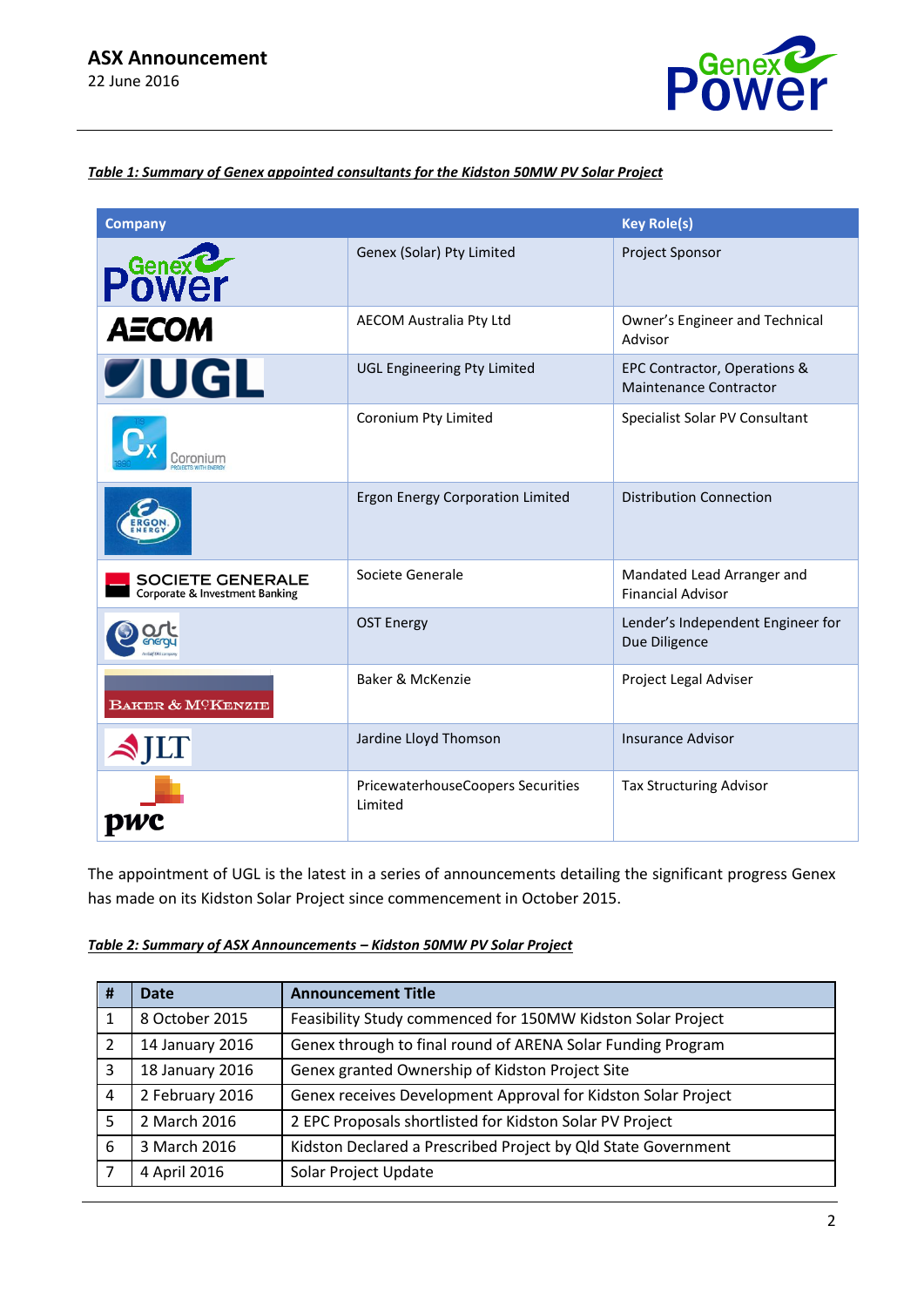***Table 1: Summary of Genex appointed consultants for the Kidston 50MW PV Solar Project***

| Company | | Key Role(s) |
|---|---|---|
| Genex Power | Genex (Solar) Pty Limited | Project Sponsor |
| AECOM | AECOM Australia Pty Ltd | Owner's Engineer and Technical Advisor |
| UGL | UGL Engineering Pty Limited | EPC Contractor, Operations & Maintenance Contractor |
| Coronium | Coronium Pty Limited | Specialist Solar PV Consultant |
| Ergon Energy | Ergon Energy Corporation Limited | Distribution Connection |
| Societe Generale Corporate & Investment Banking | Societe Generale | Mandated Lead Arranger and Financial Advisor |
| OST Energy | OST Energy | Lender's Independent Engineer for Due Diligence |
| Baker & McKenzie | Baker & McKenzie | Project Legal Adviser |
| JLT | Jardine Lloyd Thomson | Insurance Advisor |
| pwc | PricewaterhouseCoopers Securities Limited | Tax Structuring Advisor |

The appointment of UGL is the latest in a series of announcements detailing the significant progress Genex has made on its Kidston Solar Project since commencement in October 2015.

***Table 2: Summary of ASX Announcements – Kidston 50MW PV Solar Project***

| # | Date | Announcement Title |
|---|---|---|
| 1 | 8 October 2015 | Feasibility Study commenced for 150MW Kidston Solar Project |
| 2 | 14 January 2016 | Genex through to final round of ARENA Solar Funding Program |
| 3 | 18 January 2016 | Genex granted Ownership of Kidston Project Site |
| 4 | 2 February 2016 | Genex receives Development Approval for Kidston Solar Project |
| 5 | 2 March 2016 | 2 EPC Proposals shortlisted for Kidston Solar PV Project |
| 6 | 3 March 2016 | Kidston Declared a Prescribed Project by Qld State Government |
| 7 | 4 April 2016 | Solar Project Update |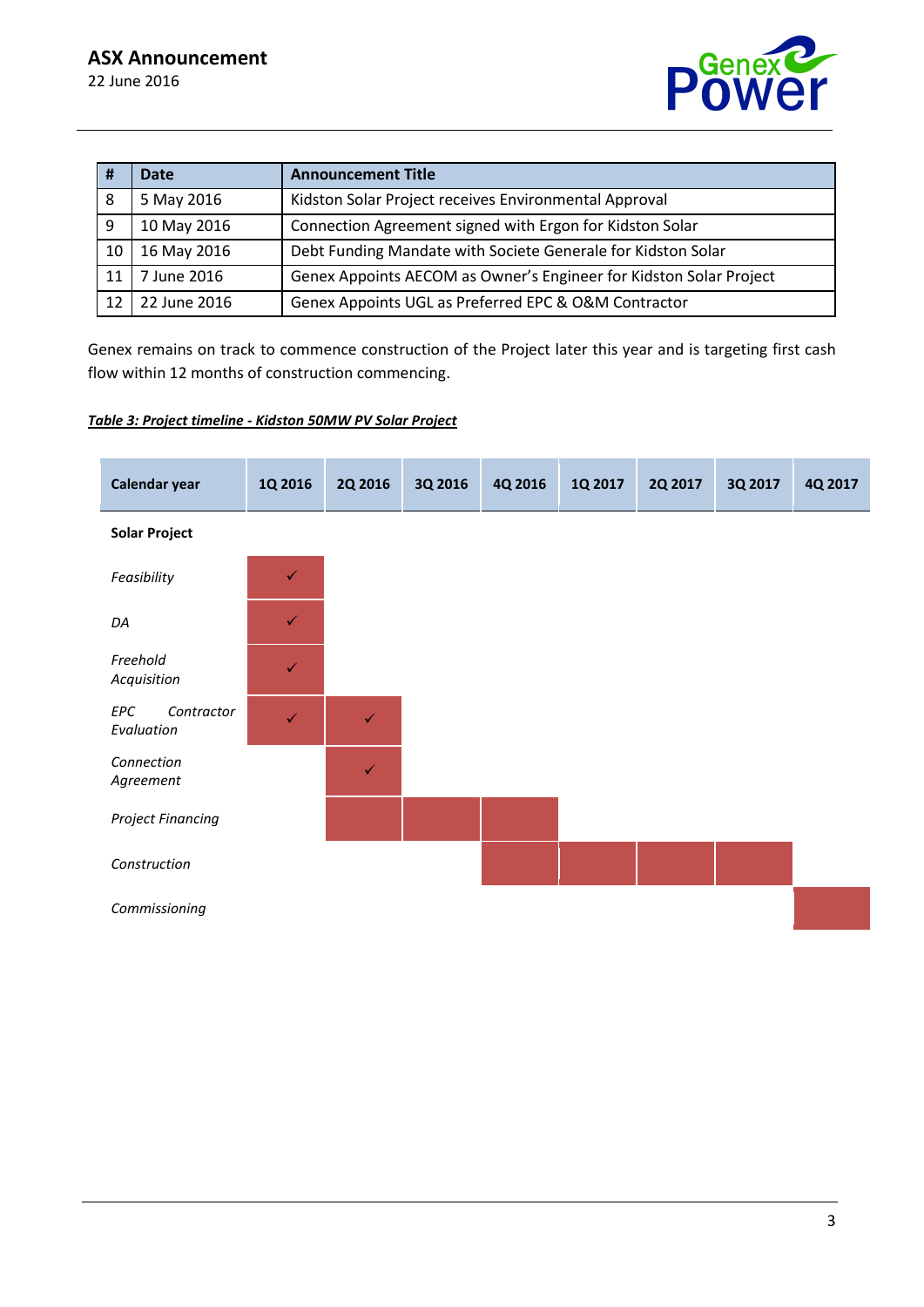| # | Date | Announcement Title |
|---|---|---|
| 8 | 5 May 2016 | Kidston Solar Project receives Environmental Approval |
| 9 | 10 May 2016 | Connection Agreement signed with Ergon for Kidston Solar |
| 10 | 16 May 2016 | Debt Funding Mandate with Societe Generale for Kidston Solar |
| 11 | 7 June 2016 | Genex Appoints AECOM as Owner's Engineer for Kidston Solar Project |
| 12 | 22 June 2016 | Genex Appoints UGL as Preferred EPC & O&M Contractor |

Genex remains on track to commence construction of the Project later this year and is targeting first cash flow within 12 months of construction commencing.

***Table 3: Project timeline - Kidston 50MW PV Solar Project***

| Calendar year | 1Q 2016 | 2Q 2016 | 3Q 2016 | 4Q 2016 | 1Q 2017 | 2Q 2017 | 3Q 2017 | 4Q 2017 |
|---|---|---|---|---|---|---|---|---|
| **Solar Project** | | | | | | | | |
| *Feasibility* | ✓ | | | | | | | |
| *DA* | ✓ | | | | | | | |
| *Freehold Acquisition* | ✓ | | | | | | | |
| *EPC Contractor Evaluation* | ✓ | ✓ | | | | | | |
| *Connection Agreement* | | ✓ | | | | | | |
| *Project Financing* | | ■ | ■ | ■ | | | | |
| *Construction* | | | | ■ | ■ | ■ | ■ | |
| *Commissioning* | | | | | | | | ■ |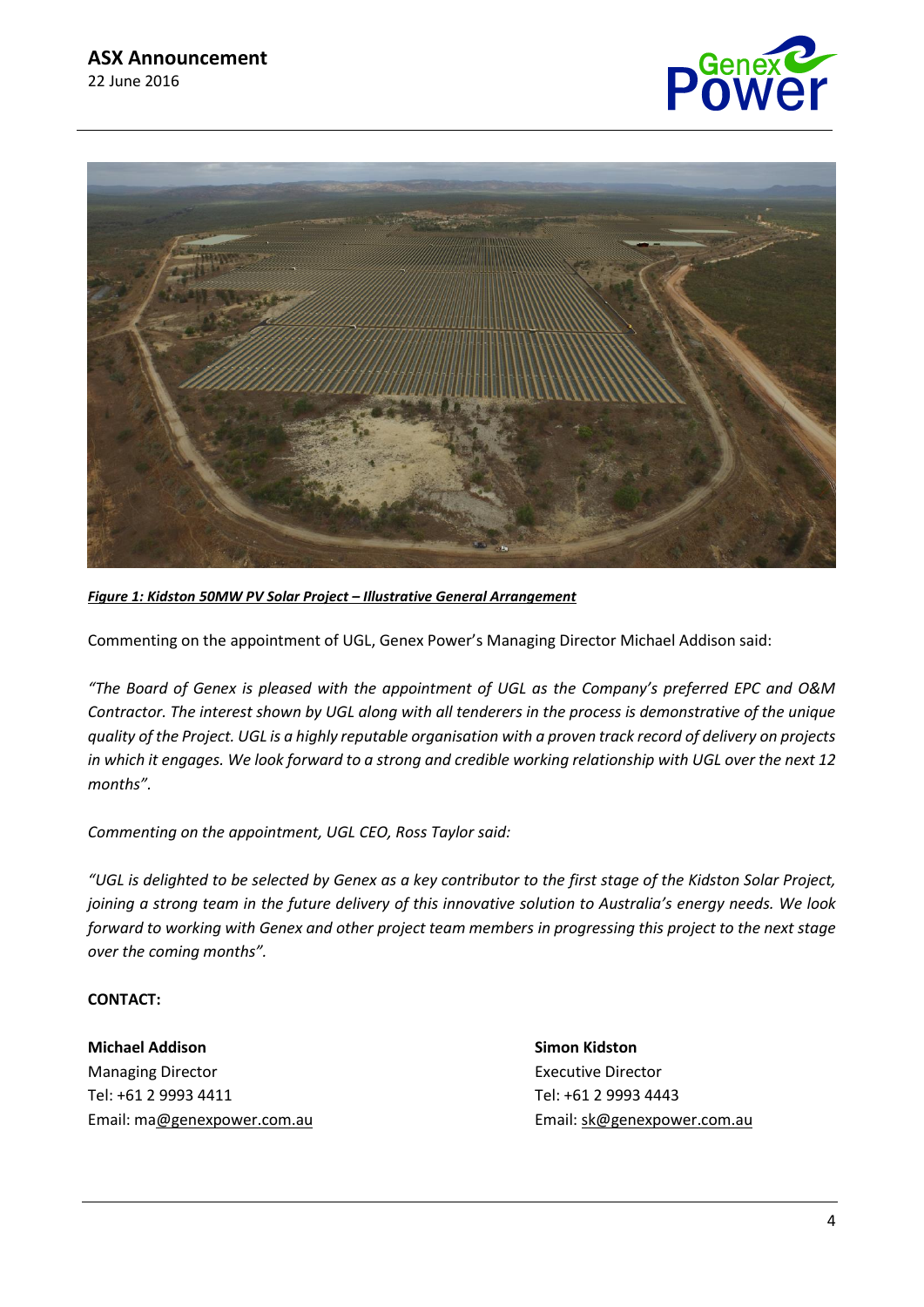***Figure 1: Kidston 50MW PV Solar Project – Illustrative General Arrangement***

Commenting on the appointment of UGL, Genex Power's Managing Director Michael Addison said:

*"The Board of Genex is pleased with the appointment of UGL as the Company's preferred EPC and O&M Contractor. The interest shown by UGL along with all tenderers in the process is demonstrative of the unique quality of the Project. UGL is a highly reputable organisation with a proven track record of delivery on projects in which it engages. We look forward to a strong and credible working relationship with UGL over the next 12 months".*

*Commenting on the appointment, UGL CEO, Ross Taylor said:*

*"UGL is delighted to be selected by Genex as a key contributor to the first stage of the Kidston Solar Project, joining a strong team in the future delivery of this innovative solution to Australia's energy needs. We look forward to working with Genex and other project team members in progressing this project to the next stage over the coming months".*

**CONTACT:**

**Michael Addison**
Managing Director
Tel: +61 2 9993 4411
Email: ma@genexpower.com.au

**Simon Kidston**
Executive Director
Tel: +61 2 9993 4443
Email: sk@genexpower.com.au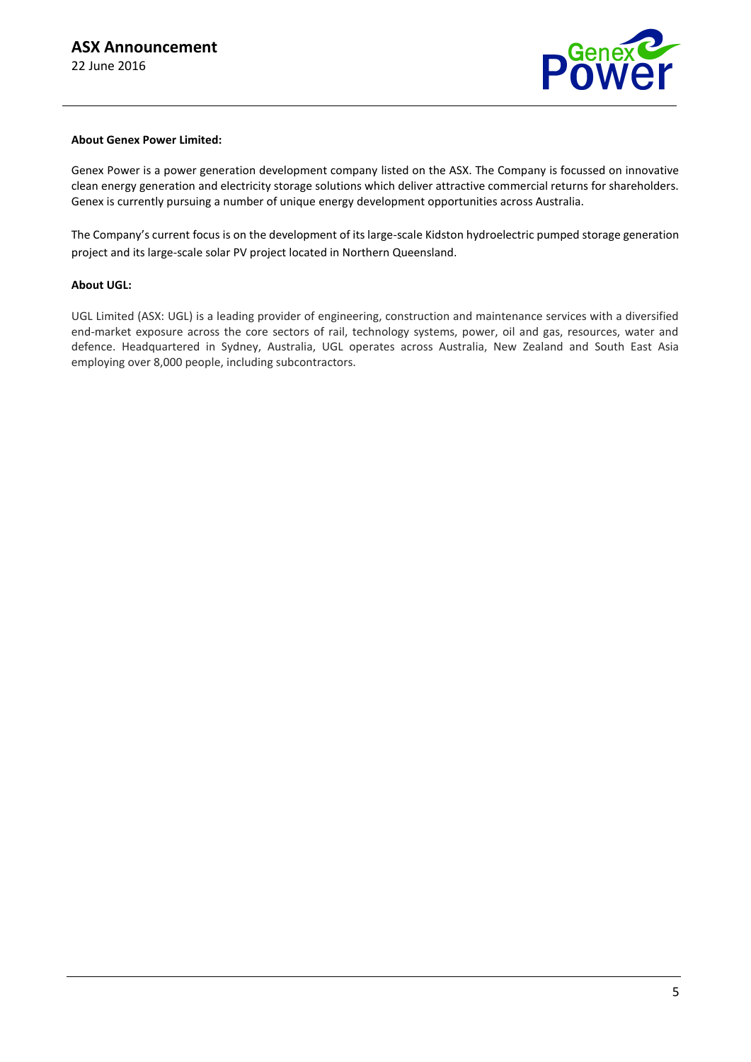**About Genex Power Limited:**

Genex Power is a power generation development company listed on the ASX. The Company is focussed on innovative clean energy generation and electricity storage solutions which deliver attractive commercial returns for shareholders. Genex is currently pursuing a number of unique energy development opportunities across Australia.

The Company's current focus is on the development of its large-scale Kidston hydroelectric pumped storage generation project and its large-scale solar PV project located in Northern Queensland.

**About UGL:**

UGL Limited (ASX: UGL) is a leading provider of engineering, construction and maintenance services with a diversified end-market exposure across the core sectors of rail, technology systems, power, oil and gas, resources, water and defence. Headquartered in Sydney, Australia, UGL operates across Australia, New Zealand and South East Asia employing over 8,000 people, including subcontractors.